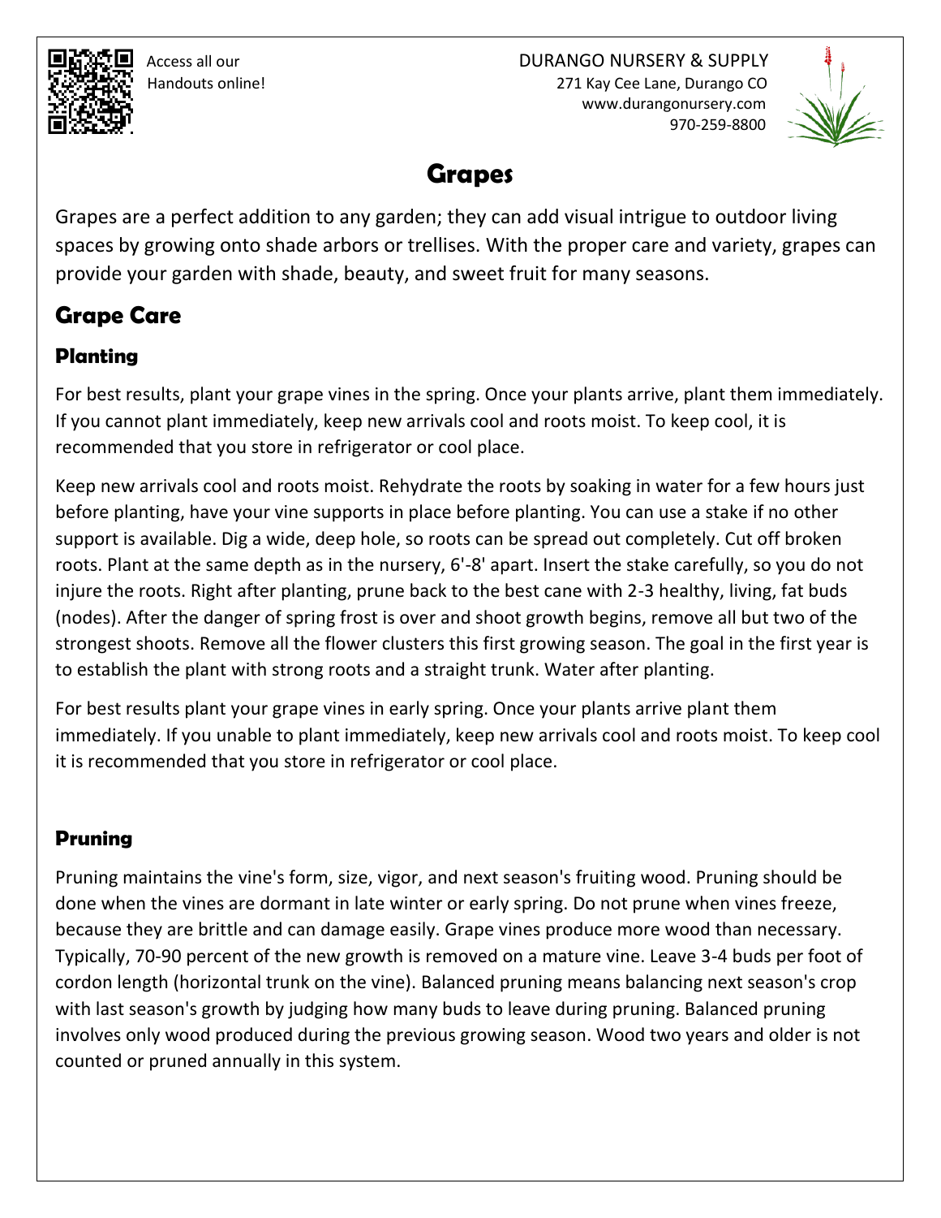Access all our Handouts online!

DURANGO NURSERY & SUPPLY
271 Kay Cee Lane, Durango CO
www.durangonursery.com
970-259-8800

# Grapes

Grapes are a perfect addition to any garden; they can add visual intrigue to outdoor living spaces by growing onto shade arbors or trellises. With the proper care and variety, grapes can provide your garden with shade, beauty, and sweet fruit for many seasons.

## Grape Care

### Planting

For best results, plant your grape vines in the spring. Once your plants arrive, plant them immediately. If you cannot plant immediately, keep new arrivals cool and roots moist. To keep cool, it is recommended that you store in refrigerator or cool place.

Keep new arrivals cool and roots moist. Rehydrate the roots by soaking in water for a few hours just before planting, have your vine supports in place before planting. You can use a stake if no other support is available. Dig a wide, deep hole, so roots can be spread out completely. Cut off broken roots. Plant at the same depth as in the nursery, 6'-8' apart. Insert the stake carefully, so you do not injure the roots. Right after planting, prune back to the best cane with 2-3 healthy, living, fat buds (nodes). After the danger of spring frost is over and shoot growth begins, remove all but two of the strongest shoots. Remove all the flower clusters this first growing season. The goal in the first year is to establish the plant with strong roots and a straight trunk. Water after planting.

For best results plant your grape vines in early spring. Once your plants arrive plant them immediately. If you unable to plant immediately, keep new arrivals cool and roots moist. To keep cool it is recommended that you store in refrigerator or cool place.

### Pruning

Pruning maintains the vine's form, size, vigor, and next season's fruiting wood. Pruning should be done when the vines are dormant in late winter or early spring. Do not prune when vines freeze, because they are brittle and can damage easily. Grape vines produce more wood than necessary. Typically, 70-90 percent of the new growth is removed on a mature vine. Leave 3-4 buds per foot of cordon length (horizontal trunk on the vine). Balanced pruning means balancing next season's crop with last season's growth by judging how many buds to leave during pruning. Balanced pruning involves only wood produced during the previous growing season. Wood two years and older is not counted or pruned annually in this system.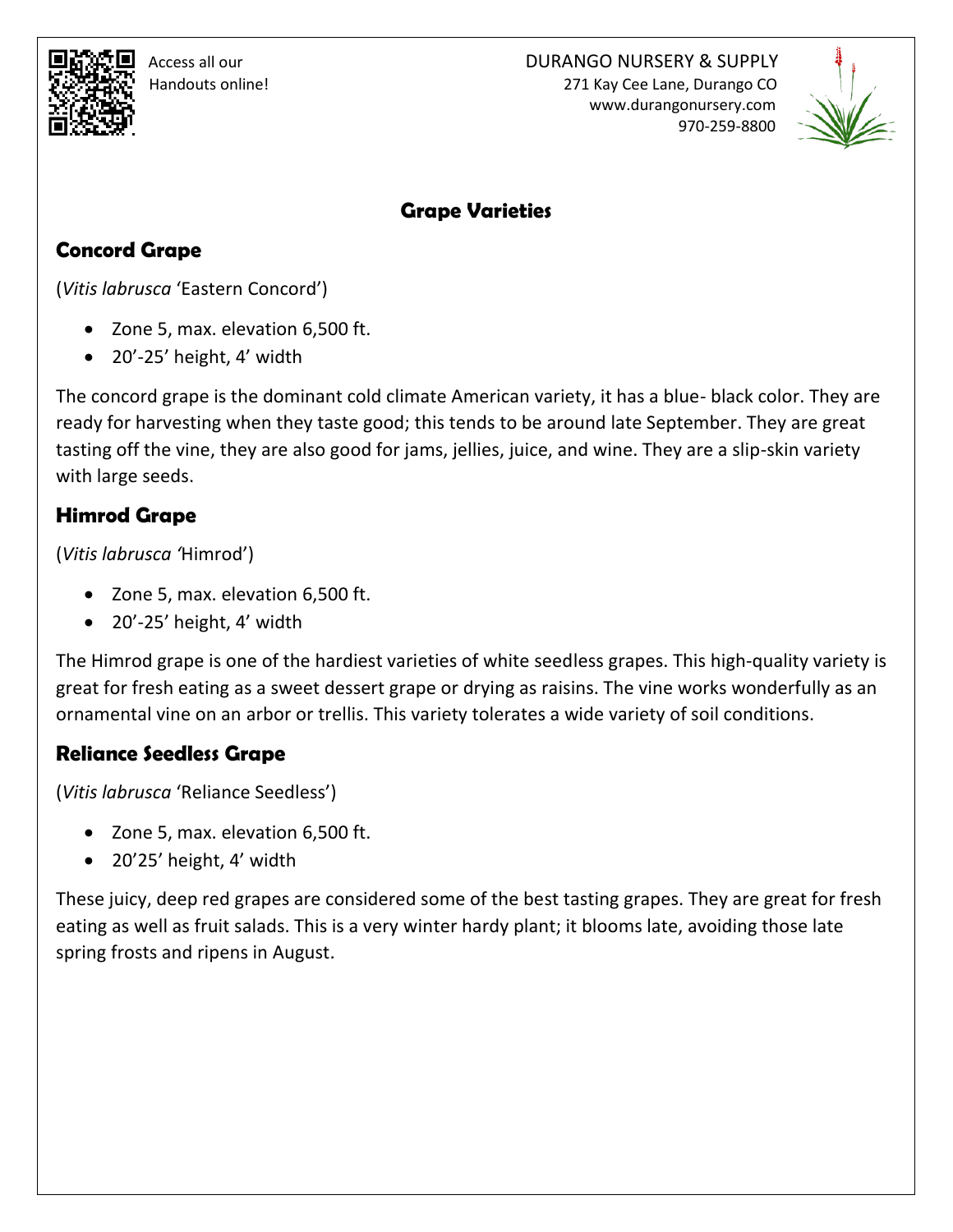Access all our Handouts online!

DURANGO NURSERY & SUPPLY
271 Kay Cee Lane, Durango CO
www.durangonursery.com
970-259-8800

# Grape Varieties

## Concord Grape

(*Vitis labrusca* 'Eastern Concord')

- Zone 5, max. elevation 6,500 ft.
- 20'-25' height, 4' width

The concord grape is the dominant cold climate American variety, it has a blue- black color. They are ready for harvesting when they taste good; this tends to be around late September. They are great tasting off the vine, they are also good for jams, jellies, juice, and wine. They are a slip-skin variety with large seeds.

## Himrod Grape

(*Vitis labrusca* 'Himrod')

- Zone 5, max. elevation 6,500 ft.
- 20'-25' height, 4' width

The Himrod grape is one of the hardiest varieties of white seedless grapes. This high-quality variety is great for fresh eating as a sweet dessert grape or drying as raisins. The vine works wonderfully as an ornamental vine on an arbor or trellis. This variety tolerates a wide variety of soil conditions.

## Reliance Seedless Grape

(*Vitis labrusca* 'Reliance Seedless')

- Zone 5, max. elevation 6,500 ft.
- 20'25' height, 4' width

These juicy, deep red grapes are considered some of the best tasting grapes. They are great for fresh eating as well as fruit salads. This is a very winter hardy plant; it blooms late, avoiding those late spring frosts and ripens in August.